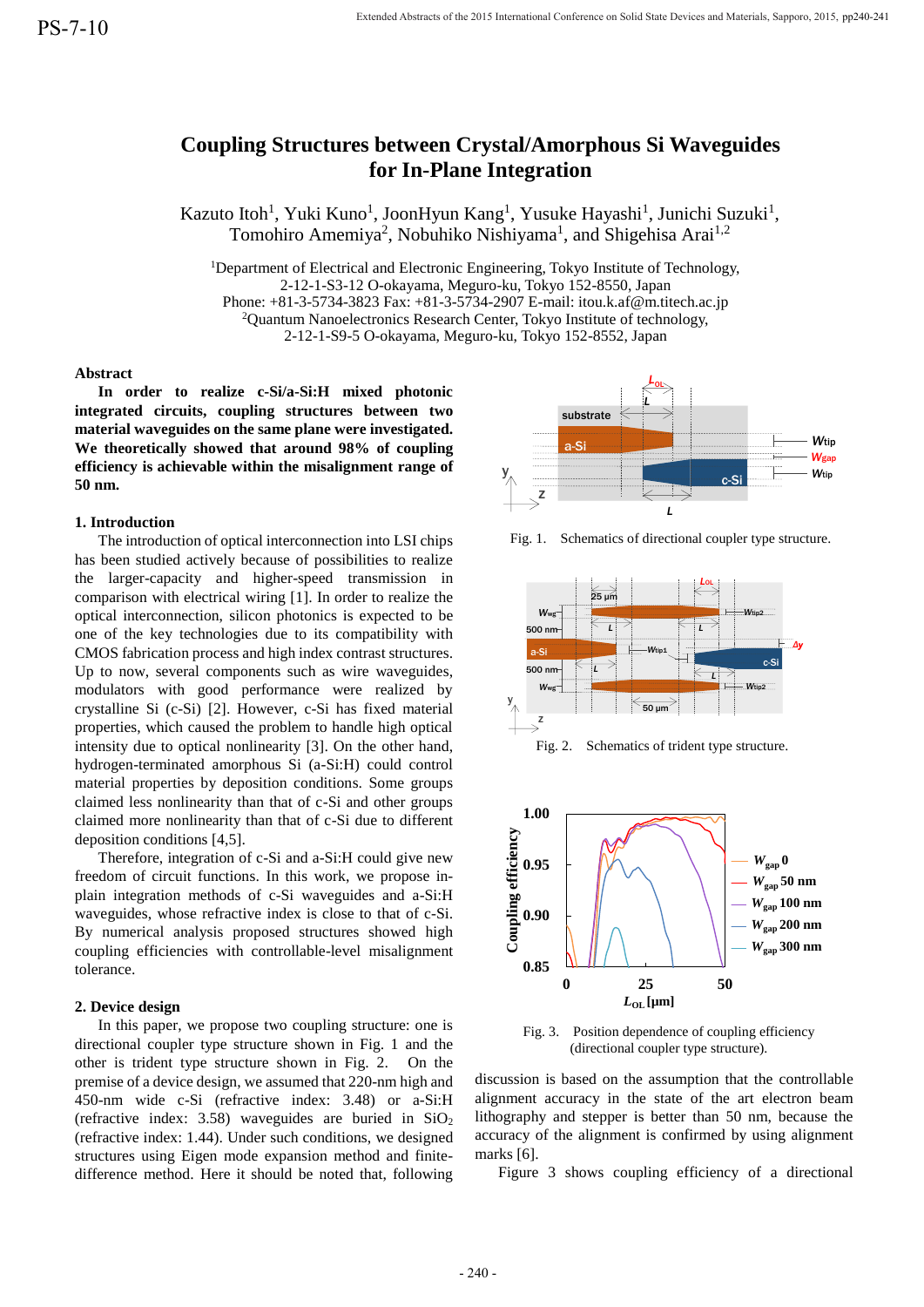PS-7-10

# Coupling Structures between Crystal/Amorphous Si Waveguides for In-Plane Integration

Kazuto Itoh[1], Yuki Kuno[1], JoonHyun Kang[1], Yusuke Hayashi[1], Junichi Suzuki[1], Tomohiro Amemiya[2], Nobuhiko Nishiyama[1], and Shigehisa Arai[1,2]

[1]Department of Electrical and Electronic Engineering, Tokyo Institute of Technology, 2-12-1-S3-12 O-okayama, Meguro-ku, Tokyo 152-8550, Japan
Phone: +81-3-5734-3823 Fax: +81-3-5734-2907 E-mail: itou.k.af@m.titech.ac.jp
[2]Quantum Nanoelectronics Research Center, Tokyo Institute of technology, 2-12-1-S9-5 O-okayama, Meguro-ku, Tokyo 152-8552, Japan

## Abstract

**In order to realize c-Si/a-Si:H mixed photonic integrated circuits, coupling structures between two material waveguides on the same plane were investigated. We theoretically showed that around 98% of coupling efficiency is achievable within the misalignment range of 50 nm.**

## 1. Introduction

The introduction of optical interconnection into LSI chips has been studied actively because of possibilities to realize the larger-capacity and higher-speed transmission in comparison with electrical wiring [1]. In order to realize the optical interconnection, silicon photonics is expected to be one of the key technologies due to its compatibility with CMOS fabrication process and high index contrast structures. Up to now, several components such as wire waveguides, modulators with good performance were realized by crystalline Si (c-Si) [2]. However, c-Si has fixed material properties, which caused the problem to handle high optical intensity due to optical nonlinearity [3]. On the other hand, hydrogen-terminated amorphous Si (a-Si:H) could control material properties by deposition conditions. Some groups claimed less nonlinearity than that of c-Si and other groups claimed more nonlinearity than that of c-Si due to different deposition conditions [4,5].

Therefore, integration of c-Si and a-Si:H could give new freedom of circuit functions. In this work, we propose in-plain integration methods of c-Si waveguides and a-Si:H waveguides, whose refractive index is close to that of c-Si. By numerical analysis proposed structures showed high coupling efficiencies with controllable-level misalignment tolerance.

## 2. Device design

In this paper, we propose two coupling structure: one is directional coupler type structure shown in Fig. 1 and the other is trident type structure shown in Fig. 2. On the premise of a device design, we assumed that 220-nm high and 450-nm wide c-Si (refractive index: 3.48) or a-Si:H (refractive index: 3.58) waveguides are buried in $SiO_2$ (refractive index: 1.44). Under such conditions, we designed structures using Eigen mode expansion method and finite-difference method. Here it should be noted that, following discussion is based on the assumption that the controllable alignment accuracy in the state of the art electron beam lithography and stepper is better than 50 nm, because the accuracy of the alignment is confirmed by using alignment marks [6].

Fig. 1. Schematics of directional coupler type structure.

Fig. 2. Schematics of trident type structure.

Fig. 3. Position dependence of coupling efficiency (directional coupler type structure).

Figure 3 shows coupling efficiency of a directional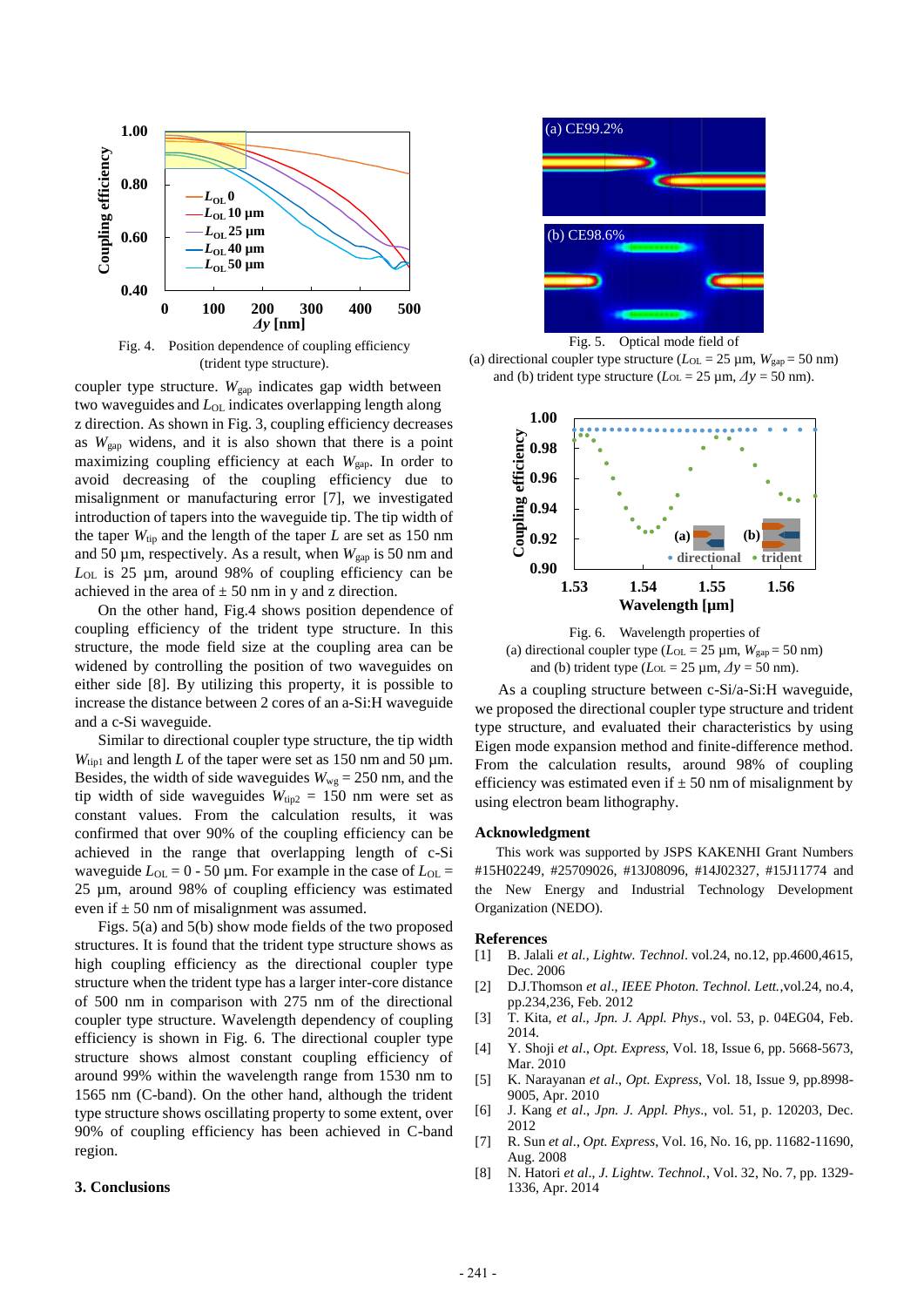1.00
0.80
0.60
0.40
Coupling efficiency
$L_{OL}$ 0
$L_{OL}$ 10 μm
$L_{OL}$ 25 μm
$L_{OL}$ 40 μm
$L_{OL}$ 50 μm
0 100 200 300 400 500
$\Delta y$ [nm]

Fig. 4. Position dependence of coupling efficiency (trident type structure).

(a) CE99.2%
(b) CE98.6%

Fig. 5. Optical mode field of (a) directional coupler type structure ($L_{OL}$ = 25 μm, $W_{gap}$ = 50 nm) and (b) trident type structure ($L_{OL}$ = 25 μm, $\Delta y$ = 50 nm).

1.00
0.98
0.96
0.94
0.92
0.90
Coupling efficiency
(a) (b)
• directional • trident
1.53 1.54 1.55 1.56
Wavelength [μm]

Fig. 6. Wavelength properties of (a) directional coupler type ($L_{OL}$ = 25 μm, $W_{gap}$ = 50 nm) and (b) trident type ($L_{OL}$ = 25 μm, $\Delta y$ = 50 nm).

coupler type structure. $W_{gap}$ indicates gap width between two waveguides and $L_{OL}$ indicates overlapping length along z direction. As shown in Fig. 3, coupling efficiency decreases as $W_{gap}$ widens, and it is also shown that there is a point maximizing coupling efficiency at each $W_{gap}$. In order to avoid decreasing of the coupling efficiency due to misalignment or manufacturing error [7], we investigated introduction of tapers into the waveguide tip. The tip width of the taper $W_{tip}$ and the length of the taper $L$ are set as 150 nm and 50 μm, respectively. As a result, when $W_{gap}$ is 50 nm and $L_{OL}$ is 25 μm, around 98% of coupling efficiency can be achieved in the area of ± 50 nm in y and z direction.

On the other hand, Fig.4 shows position dependence of coupling efficiency of the trident type structure. In this structure, the mode field size at the coupling area can be widened by controlling the position of two waveguides on either side [8]. By utilizing this property, it is possible to increase the distance between 2 cores of an a-Si:H waveguide and a c-Si waveguide.

Similar to directional coupler type structure, the tip width $W_{tip1}$ and length $L$ of the taper were set as 150 nm and 50 μm. Besides, the width of side waveguides $W_{wg}$ = 250 nm, and the tip width of side waveguides $W_{tip2}$ = 150 nm were set as constant values. From the calculation results, it was confirmed that over 90% of the coupling efficiency can be achieved in the range that overlapping length of c-Si waveguide $L_{OL}$ = 0 - 50 μm. For example in the case of $L_{OL}$ = 25 μm, around 98% of coupling efficiency was estimated even if ± 50 nm of misalignment was assumed.

Figs. 5(a) and 5(b) show mode fields of the two proposed structures. It is found that the trident type structure shows as high coupling efficiency as the directional coupler type structure when the trident type has a larger inter-core distance of 500 nm in comparison with 275 nm of the directional coupler type structure. Wavelength dependency of coupling efficiency is shown in Fig. 6. The directional coupler type structure shows almost constant coupling efficiency of around 99% within the wavelength range from 1530 nm to 1565 nm (C-band). On the other hand, although the trident type structure shows oscillating property to some extent, over 90% of coupling efficiency has been achieved in C-band region.

## 3. Conclusions

As a coupling structure between c-Si/a-Si:H waveguide, we proposed the directional coupler type structure and trident type structure, and evaluated their characteristics by using Eigen mode expansion method and finite-difference method. From the calculation results, around 98% of coupling efficiency was estimated even if ± 50 nm of misalignment by using electron beam lithography.

## Acknowledgment

This work was supported by JSPS KAKENHI Grant Numbers #15H02249, #25709026, #13J08096, #14J02327, #15J11774 and the New Energy and Industrial Technology Development Organization (NEDO).

## References

[1] B. Jalali *et al.*, *Lightw. Technol*. vol.24, no.12, pp.4600,4615, Dec. 2006

[2] D.J.Thomson *et al.*, *IEEE Photon. Technol. Lett.*,vol.24, no.4, pp.234,236, Feb. 2012

[3] T. Kita, *et al*., *Jpn. J. Appl. Phys*., vol. 53, p. 04EG04, Feb. 2014.

[4] Y. Shoji *et al*., *Opt. Express*, Vol. 18, Issue 6, pp. 5668-5673, Mar. 2010

[5] K. Narayanan *et al*., *Opt. Express*, Vol. 18, Issue 9, pp.8998-9005, Apr. 2010

[6] J. Kang *et al*., *Jpn. J. Appl. Phys*., vol. 51, p. 120203, Dec. 2012

[7] R. Sun *et al*., *Opt. Express*, Vol. 16, No. 16, pp. 11682-11690, Aug. 2008

[8] N. Hatori *et al*., *J. Lightw. Technol.*, Vol. 32, No. 7, pp. 1329-1336, Apr. 2014